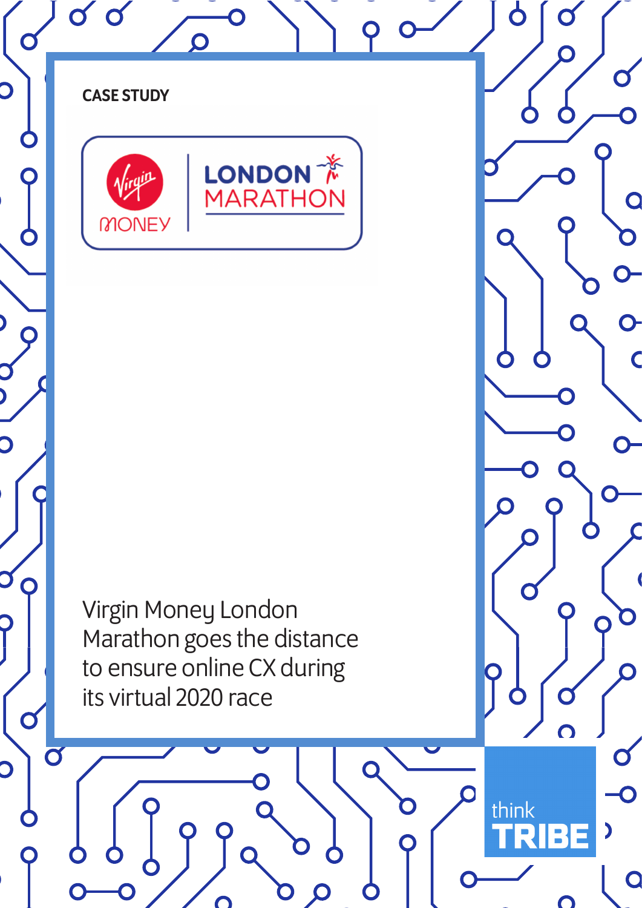CASE STUDY

Virgin Money London Marathon

# Virgin Money London Marathon goes the distance to ensure online CX during its virtual 2020 race

think TRIBE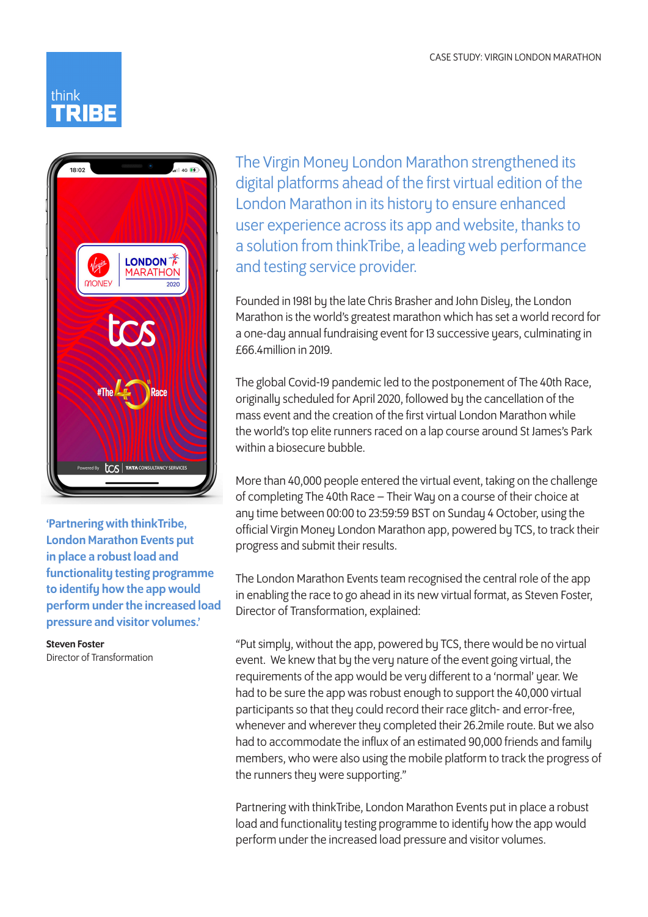The Virgin Money London Marathon strengthened its digital platforms ahead of the first virtual edition of the London Marathon in its history to ensure enhanced user experience across its app and website, thanks to a solution from thinkTribe, a leading web performance and testing service provider.

Founded in 1981 by the late Chris Brasher and John Disley, the London Marathon is the world's greatest marathon which has set a world record for a one-day annual fundraising event for 13 successive years, culminating in £66.4million in 2019.

The global Covid-19 pandemic led to the postponement of The 40th Race, originally scheduled for April 2020, followed by the cancellation of the mass event and the creation of the first virtual London Marathon while the world's top elite runners raced on a lap course around St James's Park within a biosecure bubble.

More than 40,000 people entered the virtual event, taking on the challenge of completing The 40th Race – Their Way on a course of their choice at any time between 00:00 to 23:59:59 BST on Sunday 4 October, using the official Virgin Money London Marathon app, powered by TCS, to track their progress and submit their results.

The London Marathon Events team recognised the central role of the app in enabling the race to go ahead in its new virtual format, as Steven Foster, Director of Transformation, explained:

"Put simply, without the app, powered by TCS, there would be no virtual event. We knew that by the very nature of the event going virtual, the requirements of the app would be very different to a 'normal' year. We had to be sure the app was robust enough to support the 40,000 virtual participants so that they could record their race glitch- and error-free, whenever and wherever they completed their 26.2mile route. But we also had to accommodate the influx of an estimated 90,000 friends and family members, who were also using the mobile platform to track the progress of the runners they were supporting."

Partnering with thinkTribe, London Marathon Events put in place a robust load and functionality testing programme to identify how the app would perform under the increased load pressure and visitor volumes.

> **'Partnering with thinkTribe, London Marathon Events put in place a robust load and functionality testing programme to identify how the app would perform under the increased load pressure and visitor volumes.'**
>
> **Steven Foster**
> Director of Transformation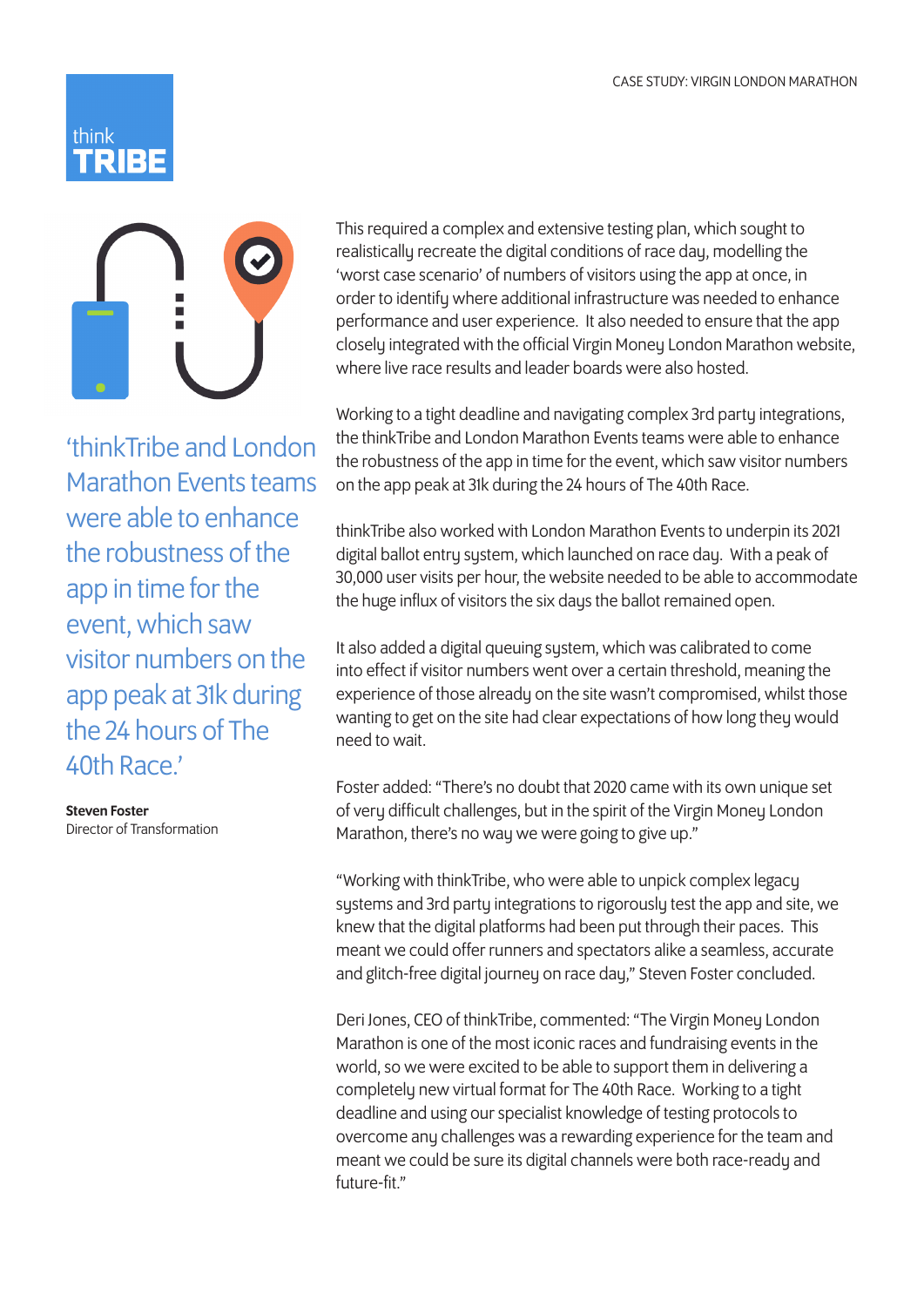> 'thinkTribe and London Marathon Events teams were able to enhance the robustness of the app in time for the event, which saw visitor numbers on the app peak at 31k during the 24 hours of The 40th Race.'
>
> **Steven Foster**
> Director of Transformation

This required a complex and extensive testing plan, which sought to realistically recreate the digital conditions of race day, modelling the 'worst case scenario' of numbers of visitors using the app at once, in order to identify where additional infrastructure was needed to enhance performance and user experience. It also needed to ensure that the app closely integrated with the official Virgin Money London Marathon website, where live race results and leader boards were also hosted.

Working to a tight deadline and navigating complex 3rd party integrations, the thinkTribe and London Marathon Events teams were able to enhance the robustness of the app in time for the event, which saw visitor numbers on the app peak at 31k during the 24 hours of The 40th Race.

thinkTribe also worked with London Marathon Events to underpin its 2021 digital ballot entry system, which launched on race day. With a peak of 30,000 user visits per hour, the website needed to be able to accommodate the huge influx of visitors the six days the ballot remained open.

It also added a digital queuing system, which was calibrated to come into effect if visitor numbers went over a certain threshold, meaning the experience of those already on the site wasn't compromised, whilst those wanting to get on the site had clear expectations of how long they would need to wait.

Foster added: "There's no doubt that 2020 came with its own unique set of very difficult challenges, but in the spirit of the Virgin Money London Marathon, there's no way we were going to give up."

"Working with thinkTribe, who were able to unpick complex legacy systems and 3rd party integrations to rigorously test the app and site, we knew that the digital platforms had been put through their paces. This meant we could offer runners and spectators alike a seamless, accurate and glitch-free digital journey on race day," Steven Foster concluded.

Deri Jones, CEO of thinkTribe, commented: "The Virgin Money London Marathon is one of the most iconic races and fundraising events in the world, so we were excited to be able to support them in delivering a completely new virtual format for The 40th Race. Working to a tight deadline and using our specialist knowledge of testing protocols to overcome any challenges was a rewarding experience for the team and meant we could be sure its digital channels were both race-ready and future-fit."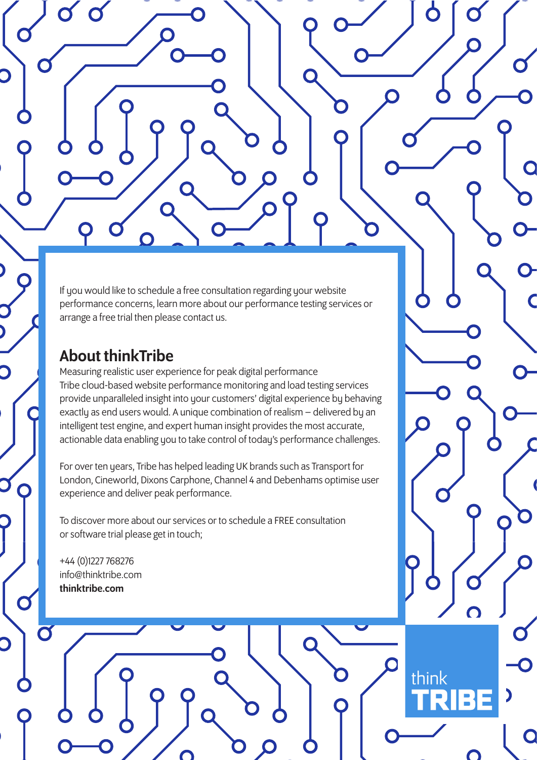If you would like to schedule a free consultation regarding your website performance concerns, learn more about our performance testing services or arrange a free trial then please contact us.

## About thinkTribe

Measuring realistic user experience for peak digital performance
Tribe cloud-based website performance monitoring and load testing services provide unparalleled insight into your customers' digital experience by behaving exactly as end users would. A unique combination of realism – delivered by an intelligent test engine, and expert human insight provides the most accurate, actionable data enabling you to take control of today's performance challenges.

For over ten years, Tribe has helped leading UK brands such as Transport for London, Cineworld, Dixons Carphone, Channel 4 and Debenhams optimise user experience and deliver peak performance.

To discover more about our services or to schedule a FREE consultation or software trial please get in touch;

+44 (0)1227 768276
info@thinktribe.com
**thinktribe.com**

think
TRIBE